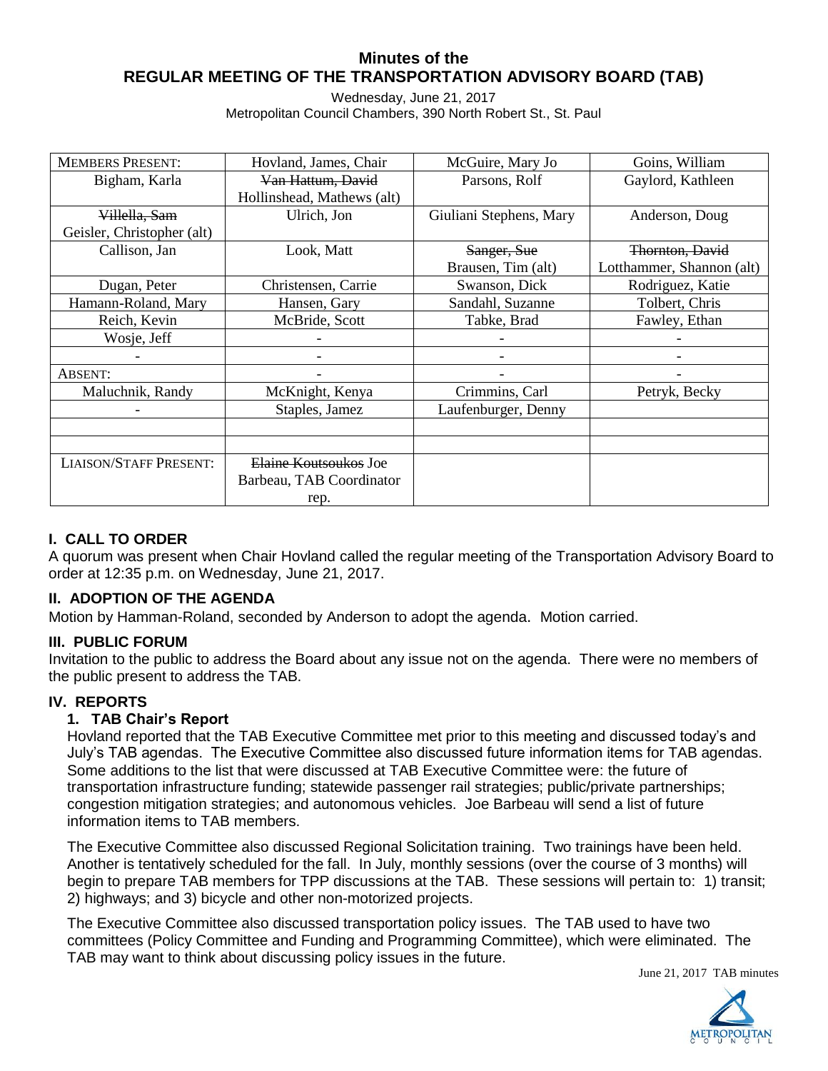# Minutes of the
# REGULAR MEETING OF THE TRANSPORTATION ADVISORY BOARD (TAB)

Wednesday, June 21, 2017
Metropolitan Council Chambers, 390 North Robert St., St. Paul

| MEMBERS PRESENT: | Hovland, James, Chair | McGuire, Mary Jo | Goins, William |
|---|---|---|---|
| Bigham, Karla | ~~Van Hattum, David~~ Hollinshead, Mathews (alt) | Parsons, Rolf | Gaylord, Kathleen |
| ~~Villella, Sam~~ Geisler, Christopher (alt) | Ulrich, Jon | Giuliani Stephens, Mary | Anderson, Doug |
| Callison, Jan | Look, Matt | ~~Sanger, Sue~~ Brausen, Tim (alt) | ~~Thornton, David~~ Lotthammer, Shannon (alt) |
| Dugan, Peter | Christensen, Carrie | Swanson, Dick | Rodriguez, Katie |
| Hamann-Roland, Mary | Hansen, Gary | Sandahl, Suzanne | Tolbert, Chris |
| Reich, Kevin | McBride, Scott | Tabke, Brad | Fawley, Ethan |
| Wosje, Jeff | - | - | - |
| - | - | - | - |
| ABSENT: | - | - | - |
| Maluchnik, Randy | McKnight, Kenya | Crimmins, Carl | Petryk, Becky |
| - | Staples, Jamez | Laufenburger, Denny | |
| | | | |
| | | | |
| LIAISON/STAFF PRESENT: | ~~Elaine Koutsoukos~~ Joe Barbeau, TAB Coordinator rep. | | |

## I. CALL TO ORDER

A quorum was present when Chair Hovland called the regular meeting of the Transportation Advisory Board to order at 12:35 p.m. on Wednesday, June 21, 2017.

## II. ADOPTION OF THE AGENDA

Motion by Hamman-Roland, seconded by Anderson to adopt the agenda. Motion carried.

## III. PUBLIC FORUM

Invitation to the public to address the Board about any issue not on the agenda. There were no members of the public present to address the TAB.

## IV. REPORTS

### 1. TAB Chair's Report

Hovland reported that the TAB Executive Committee met prior to this meeting and discussed today's and July's TAB agendas. The Executive Committee also discussed future information items for TAB agendas. Some additions to the list that were discussed at TAB Executive Committee were: the future of transportation infrastructure funding; statewide passenger rail strategies; public/private partnerships; congestion mitigation strategies; and autonomous vehicles. Joe Barbeau will send a list of future information items to TAB members.

The Executive Committee also discussed Regional Solicitation training. Two trainings have been held. Another is tentatively scheduled for the fall. In July, monthly sessions (over the course of 3 months) will begin to prepare TAB members for TPP discussions at the TAB. These sessions will pertain to: 1) transit; 2) highways; and 3) bicycle and other non-motorized projects.

The Executive Committee also discussed transportation policy issues. The TAB used to have two committees (Policy Committee and Funding and Programming Committee), which were eliminated. The TAB may want to think about discussing policy issues in the future.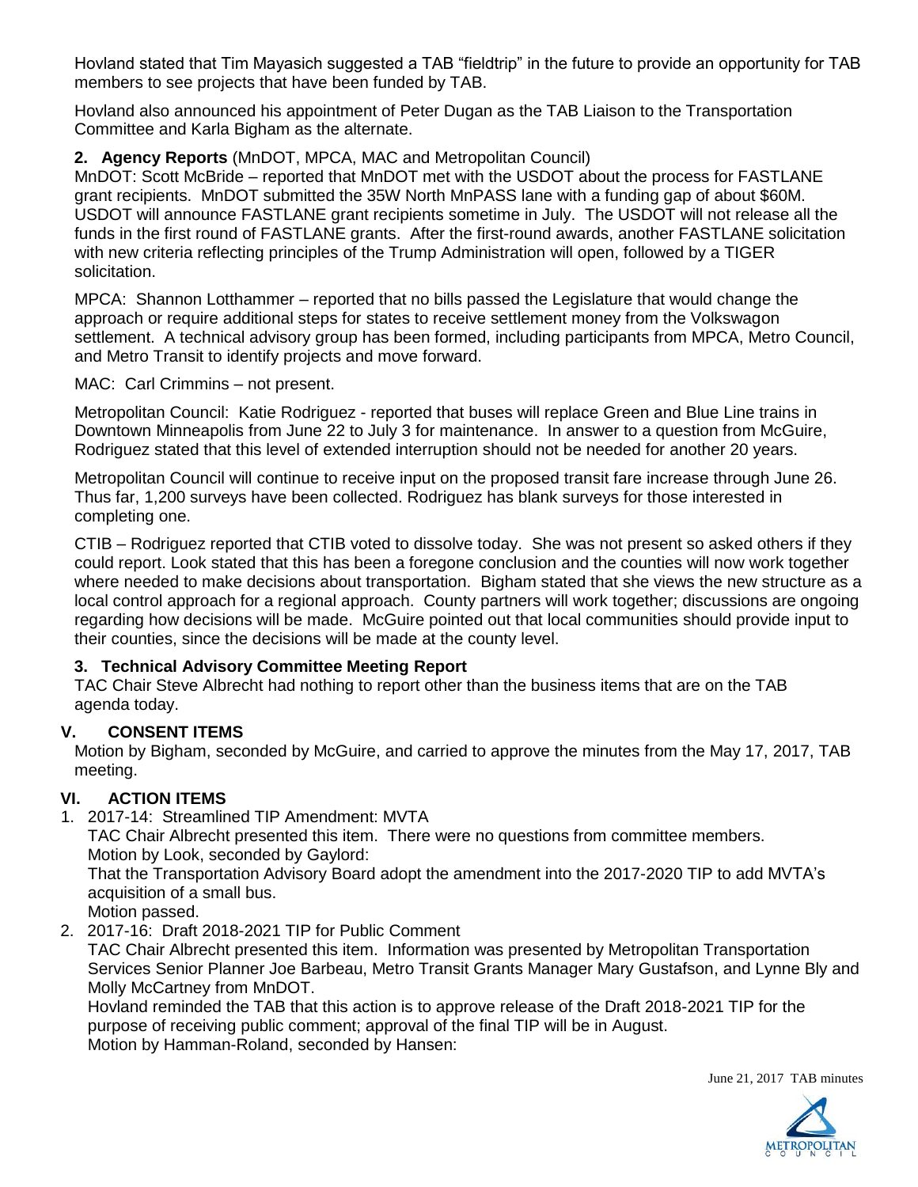Hovland stated that Tim Mayasich suggested a TAB "fieldtrip" in the future to provide an opportunity for TAB members to see projects that have been funded by TAB.

Hovland also announced his appointment of Peter Dugan as the TAB Liaison to the Transportation Committee and Karla Bigham as the alternate.

**2. Agency Reports** (MnDOT, MPCA, MAC and Metropolitan Council)

MnDOT: Scott McBride – reported that MnDOT met with the USDOT about the process for FASTLANE grant recipients. MnDOT submitted the 35W North MnPASS lane with a funding gap of about $60M. USDOT will announce FASTLANE grant recipients sometime in July. The USDOT will not release all the funds in the first round of FASTLANE grants. After the first-round awards, another FASTLANE solicitation with new criteria reflecting principles of the Trump Administration will open, followed by a TIGER solicitation.

MPCA: Shannon Lotthammer – reported that no bills passed the Legislature that would change the approach or require additional steps for states to receive settlement money from the Volkswagon settlement. A technical advisory group has been formed, including participants from MPCA, Metro Council, and Metro Transit to identify projects and move forward.

MAC: Carl Crimmins – not present.

Metropolitan Council: Katie Rodriguez - reported that buses will replace Green and Blue Line trains in Downtown Minneapolis from June 22 to July 3 for maintenance. In answer to a question from McGuire, Rodriguez stated that this level of extended interruption should not be needed for another 20 years.

Metropolitan Council will continue to receive input on the proposed transit fare increase through June 26. Thus far, 1,200 surveys have been collected. Rodriguez has blank surveys for those interested in completing one.

CTIB – Rodriguez reported that CTIB voted to dissolve today. She was not present so asked others if they could report. Look stated that this has been a foregone conclusion and the counties will now work together where needed to make decisions about transportation. Bigham stated that she views the new structure as a local control approach for a regional approach. County partners will work together; discussions are ongoing regarding how decisions will be made. McGuire pointed out that local communities should provide input to their counties, since the decisions will be made at the county level.

**3. Technical Advisory Committee Meeting Report**

TAC Chair Steve Albrecht had nothing to report other than the business items that are on the TAB agenda today.

## V. CONSENT ITEMS

Motion by Bigham, seconded by McGuire, and carried to approve the minutes from the May 17, 2017, TAB meeting.

## VI. ACTION ITEMS

1. 2017-14: Streamlined TIP Amendment: MVTA
   TAC Chair Albrecht presented this item. There were no questions from committee members.
   Motion by Look, seconded by Gaylord:
   That the Transportation Advisory Board adopt the amendment into the 2017-2020 TIP to add MVTA's acquisition of a small bus.
   Motion passed.
2. 2017-16: Draft 2018-2021 TIP for Public Comment
   TAC Chair Albrecht presented this item. Information was presented by Metropolitan Transportation Services Senior Planner Joe Barbeau, Metro Transit Grants Manager Mary Gustafson, and Lynne Bly and Molly McCartney from MnDOT.
   Hovland reminded the TAB that this action is to approve release of the Draft 2018-2021 TIP for the purpose of receiving public comment; approval of the final TIP will be in August.
   Motion by Hamman-Roland, seconded by Hansen: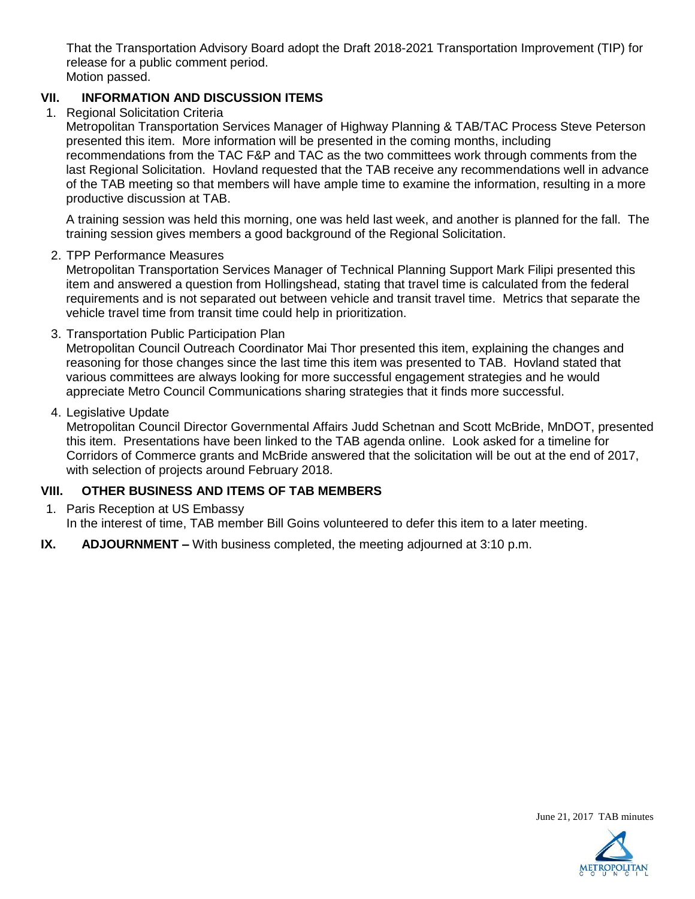That the Transportation Advisory Board adopt the Draft 2018-2021 Transportation Improvement (TIP) for release for a public comment period.
Motion passed.

## VII. INFORMATION AND DISCUSSION ITEMS

1. Regional Solicitation Criteria
   Metropolitan Transportation Services Manager of Highway Planning & TAB/TAC Process Steve Peterson presented this item. More information will be presented in the coming months, including recommendations from the TAC F&P and TAC as the two committees work through comments from the last Regional Solicitation. Hovland requested that the TAB receive any recommendations well in advance of the TAB meeting so that members will have ample time to examine the information, resulting in a more productive discussion at TAB.

   A training session was held this morning, one was held last week, and another is planned for the fall. The training session gives members a good background of the Regional Solicitation.

2. TPP Performance Measures
   Metropolitan Transportation Services Manager of Technical Planning Support Mark Filipi presented this item and answered a question from Hollingshead, stating that travel time is calculated from the federal requirements and is not separated out between vehicle and transit travel time. Metrics that separate the vehicle travel time from transit time could help in prioritization.

3. Transportation Public Participation Plan
   Metropolitan Council Outreach Coordinator Mai Thor presented this item, explaining the changes and reasoning for those changes since the last time this item was presented to TAB. Hovland stated that various committees are always looking for more successful engagement strategies and he would appreciate Metro Council Communications sharing strategies that it finds more successful.

4. Legislative Update
   Metropolitan Council Director Governmental Affairs Judd Schetnan and Scott McBride, MnDOT, presented this item. Presentations have been linked to the TAB agenda online. Look asked for a timeline for Corridors of Commerce grants and McBride answered that the solicitation will be out at the end of 2017, with selection of projects around February 2018.

## VIII. OTHER BUSINESS AND ITEMS OF TAB MEMBERS

1. Paris Reception at US Embassy
   In the interest of time, TAB member Bill Goins volunteered to defer this item to a later meeting.

## IX. ADJOURNMENT – With business completed, the meeting adjourned at 3:10 p.m.